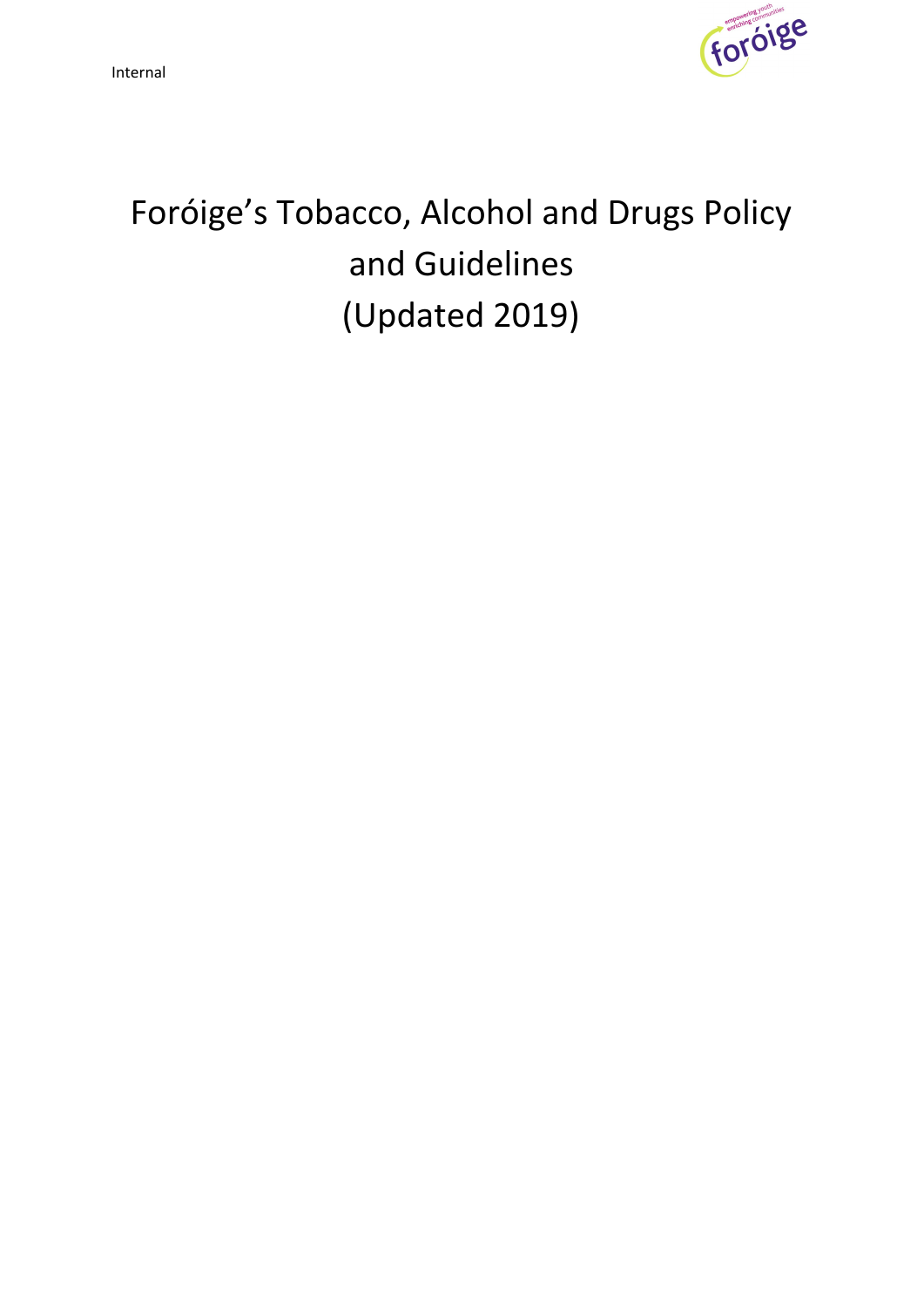Internal

# Foróige's Tobacco, Alcohol and Drugs Policy and Guidelines (Updated 2019)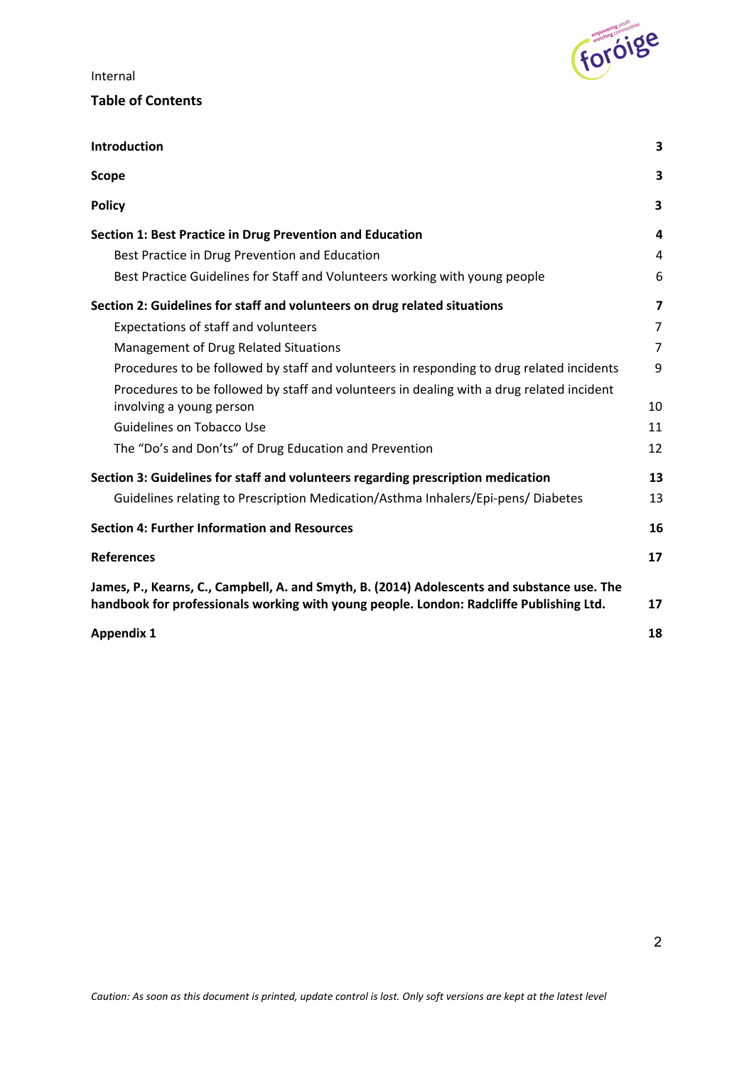Internal

## Table of Contents

| | |
|---|---|
| **Introduction** | **3** |
| **Scope** | **3** |
| **Policy** | **3** |
| **Section 1: Best Practice in Drug Prevention and Education** | **4** |
| Best Practice in Drug Prevention and Education | 4 |
| Best Practice Guidelines for Staff and Volunteers working with young people | 6 |
| **Section 2: Guidelines for staff and volunteers on drug related situations** | **7** |
| Expectations of staff and volunteers | 7 |
| Management of Drug Related Situations | 7 |
| Procedures to be followed by staff and volunteers in responding to drug related incidents | 9 |
| Procedures to be followed by staff and volunteers in dealing with a drug related incident involving a young person | 10 |
| Guidelines on Tobacco Use | 11 |
| The "Do's and Don'ts" of Drug Education and Prevention | 12 |
| **Section 3: Guidelines for staff and volunteers regarding prescription medication** | **13** |
| Guidelines relating to Prescription Medication/Asthma Inhalers/Epi-pens/ Diabetes | 13 |
| **Section 4: Further Information and Resources** | **16** |
| **References** | **17** |
| **James, P., Kearns, C., Campbell, A. and Smyth, B. (2014) Adolescents and substance use. The handbook for professionals working with young people. London: Radcliffe Publishing Ltd.** | **17** |
| **Appendix 1** | **18** |

*Caution: As soon as this document is printed, update control is lost. Only soft versions are kept at the latest level*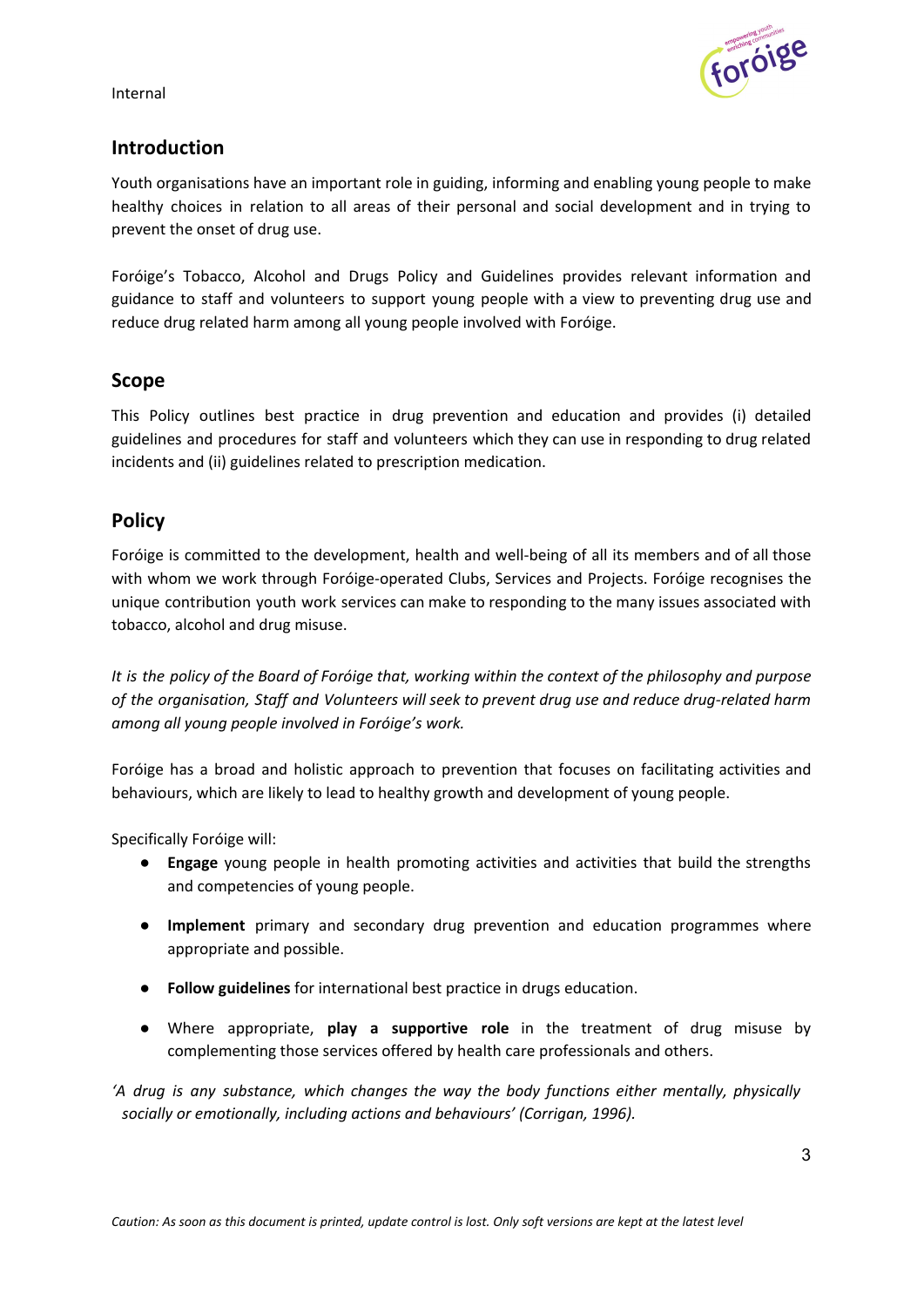## Introduction

Youth organisations have an important role in guiding, informing and enabling young people to make healthy choices in relation to all areas of their personal and social development and in trying to prevent the onset of drug use.

Foróige's Tobacco, Alcohol and Drugs Policy and Guidelines provides relevant information and guidance to staff and volunteers to support young people with a view to preventing drug use and reduce drug related harm among all young people involved with Foróige.

## Scope

This Policy outlines best practice in drug prevention and education and provides (i) detailed guidelines and procedures for staff and volunteers which they can use in responding to drug related incidents and (ii) guidelines related to prescription medication.

## Policy

Foróige is committed to the development, health and well-being of all its members and of all those with whom we work through Foróige-operated Clubs, Services and Projects. Foróige recognises the unique contribution youth work services can make to responding to the many issues associated with tobacco, alcohol and drug misuse.

*It is the policy of the Board of Foróige that, working within the context of the philosophy and purpose of the organisation, Staff and Volunteers will seek to prevent drug use and reduce drug-related harm among all young people involved in Foróige's work.*

Foróige has a broad and holistic approach to prevention that focuses on facilitating activities and behaviours, which are likely to lead to healthy growth and development of young people.

Specifically Foróige will:

- **Engage** young people in health promoting activities and activities that build the strengths and competencies of young people.
- **Implement** primary and secondary drug prevention and education programmes where appropriate and possible.
- **Follow guidelines** for international best practice in drugs education.
- Where appropriate, **play a supportive role** in the treatment of drug misuse by complementing those services offered by health care professionals and others.

*'A drug is any substance, which changes the way the body functions either mentally, physically socially or emotionally, including actions and behaviours' (Corrigan, 1996).*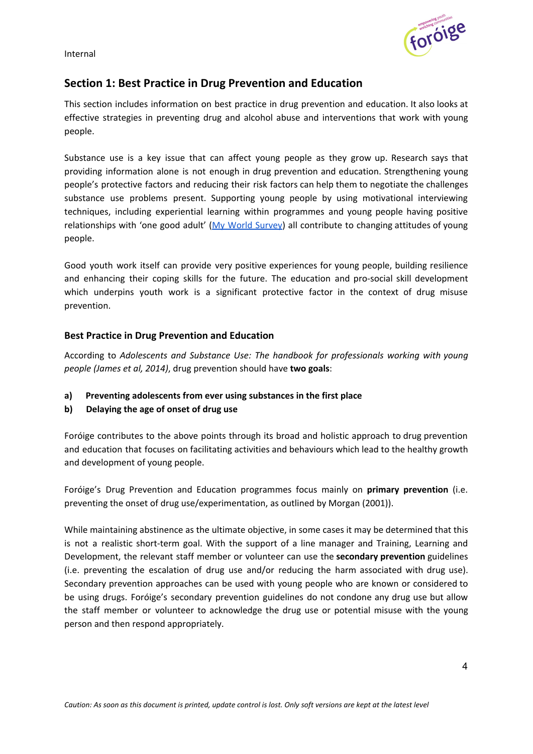## Section 1: Best Practice in Drug Prevention and Education

This section includes information on best practice in drug prevention and education. It also looks at effective strategies in preventing drug and alcohol abuse and interventions that work with young people.

Substance use is a key issue that can affect young people as they grow up. Research says that providing information alone is not enough in drug prevention and education. Strengthening young people's protective factors and reducing their risk factors can help them to negotiate the challenges substance use problems present. Supporting young people by using motivational interviewing techniques, including experiential learning within programmes and young people having positive relationships with 'one good adult' (My World Survey) all contribute to changing attitudes of young people.

Good youth work itself can provide very positive experiences for young people, building resilience and enhancing their coping skills for the future. The education and pro-social skill development which underpins youth work is a significant protective factor in the context of drug misuse prevention.

### Best Practice in Drug Prevention and Education

According to *Adolescents and Substance Use: The handbook for professionals working with young people (James et al, 2014)*, drug prevention should have **two goals**:

a) **Preventing adolescents from ever using substances in the first place**

b) **Delaying the age of onset of drug use**

Foróige contributes to the above points through its broad and holistic approach to drug prevention and education that focuses on facilitating activities and behaviours which lead to the healthy growth and development of young people.

Foróige's Drug Prevention and Education programmes focus mainly on **primary prevention** (i.e. preventing the onset of drug use/experimentation, as outlined by Morgan (2001)).

While maintaining abstinence as the ultimate objective, in some cases it may be determined that this is not a realistic short-term goal. With the support of a line manager and Training, Learning and Development, the relevant staff member or volunteer can use the **secondary prevention** guidelines (i.e. preventing the escalation of drug use and/or reducing the harm associated with drug use). Secondary prevention approaches can be used with young people who are known or considered to be using drugs. Foróige's secondary prevention guidelines do not condone any drug use but allow the staff member or volunteer to acknowledge the drug use or potential misuse with the young person and then respond appropriately.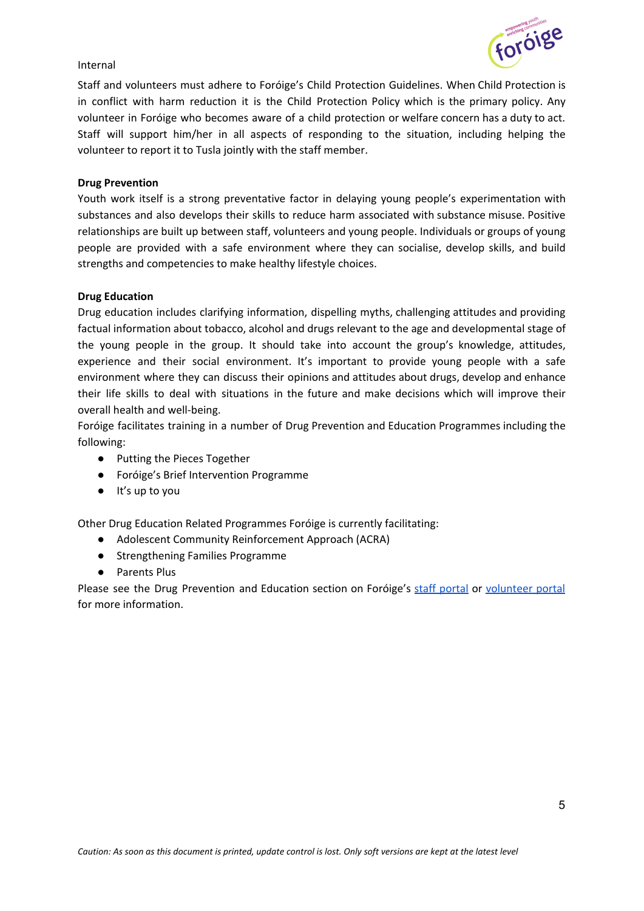Internal

Staff and volunteers must adhere to Foróige's Child Protection Guidelines. When Child Protection is in conflict with harm reduction it is the Child Protection Policy which is the primary policy. Any volunteer in Foróige who becomes aware of a child protection or welfare concern has a duty to act. Staff will support him/her in all aspects of responding to the situation, including helping the volunteer to report it to Tusla jointly with the staff member.

**Drug Prevention**

Youth work itself is a strong preventative factor in delaying young people's experimentation with substances and also develops their skills to reduce harm associated with substance misuse. Positive relationships are built up between staff, volunteers and young people. Individuals or groups of young people are provided with a safe environment where they can socialise, develop skills, and build strengths and competencies to make healthy lifestyle choices.

**Drug Education**

Drug education includes clarifying information, dispelling myths, challenging attitudes and providing factual information about tobacco, alcohol and drugs relevant to the age and developmental stage of the young people in the group. It should take into account the group's knowledge, attitudes, experience and their social environment. It's important to provide young people with a safe environment where they can discuss their opinions and attitudes about drugs, develop and enhance their life skills to deal with situations in the future and make decisions which will improve their overall health and well-being.

Foróige facilitates training in a number of Drug Prevention and Education Programmes including the following:

- Putting the Pieces Together
- Foróige's Brief Intervention Programme
- It's up to you

Other Drug Education Related Programmes Foróige is currently facilitating:

- Adolescent Community Reinforcement Approach (ACRA)
- Strengthening Families Programme
- Parents Plus

Please see the Drug Prevention and Education section on Foróige's staff portal or volunteer portal for more information.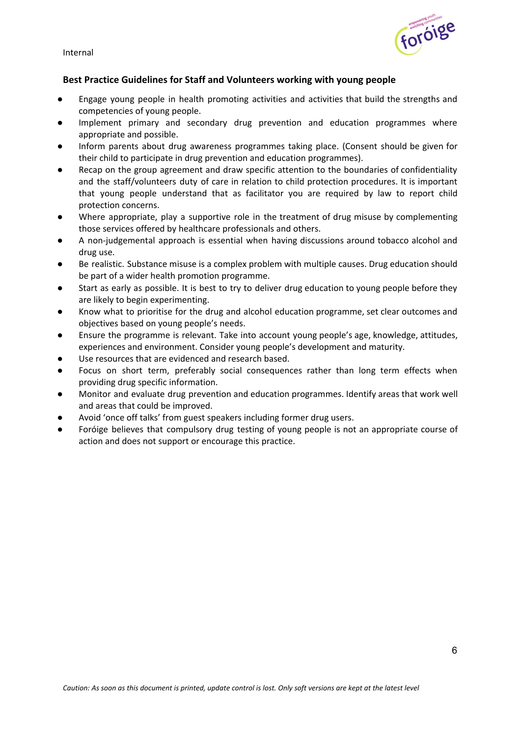**Best Practice Guidelines for Staff and Volunteers working with young people**

- Engage young people in health promoting activities and activities that build the strengths and competencies of young people.
- Implement primary and secondary drug prevention and education programmes where appropriate and possible.
- Inform parents about drug awareness programmes taking place. (Consent should be given for their child to participate in drug prevention and education programmes).
- Recap on the group agreement and draw specific attention to the boundaries of confidentiality and the staff/volunteers duty of care in relation to child protection procedures. It is important that young people understand that as facilitator you are required by law to report child protection concerns.
- Where appropriate, play a supportive role in the treatment of drug misuse by complementing those services offered by healthcare professionals and others.
- A non-judgemental approach is essential when having discussions around tobacco alcohol and drug use.
- Be realistic. Substance misuse is a complex problem with multiple causes. Drug education should be part of a wider health promotion programme.
- Start as early as possible. It is best to try to deliver drug education to young people before they are likely to begin experimenting.
- Know what to prioritise for the drug and alcohol education programme, set clear outcomes and objectives based on young people's needs.
- Ensure the programme is relevant. Take into account young people's age, knowledge, attitudes, experiences and environment. Consider young people's development and maturity.
- Use resources that are evidenced and research based.
- Focus on short term, preferably social consequences rather than long term effects when providing drug specific information.
- Monitor and evaluate drug prevention and education programmes. Identify areas that work well and areas that could be improved.
- Avoid 'once off talks' from guest speakers including former drug users.
- Foróige believes that compulsory drug testing of young people is not an appropriate course of action and does not support or encourage this practice.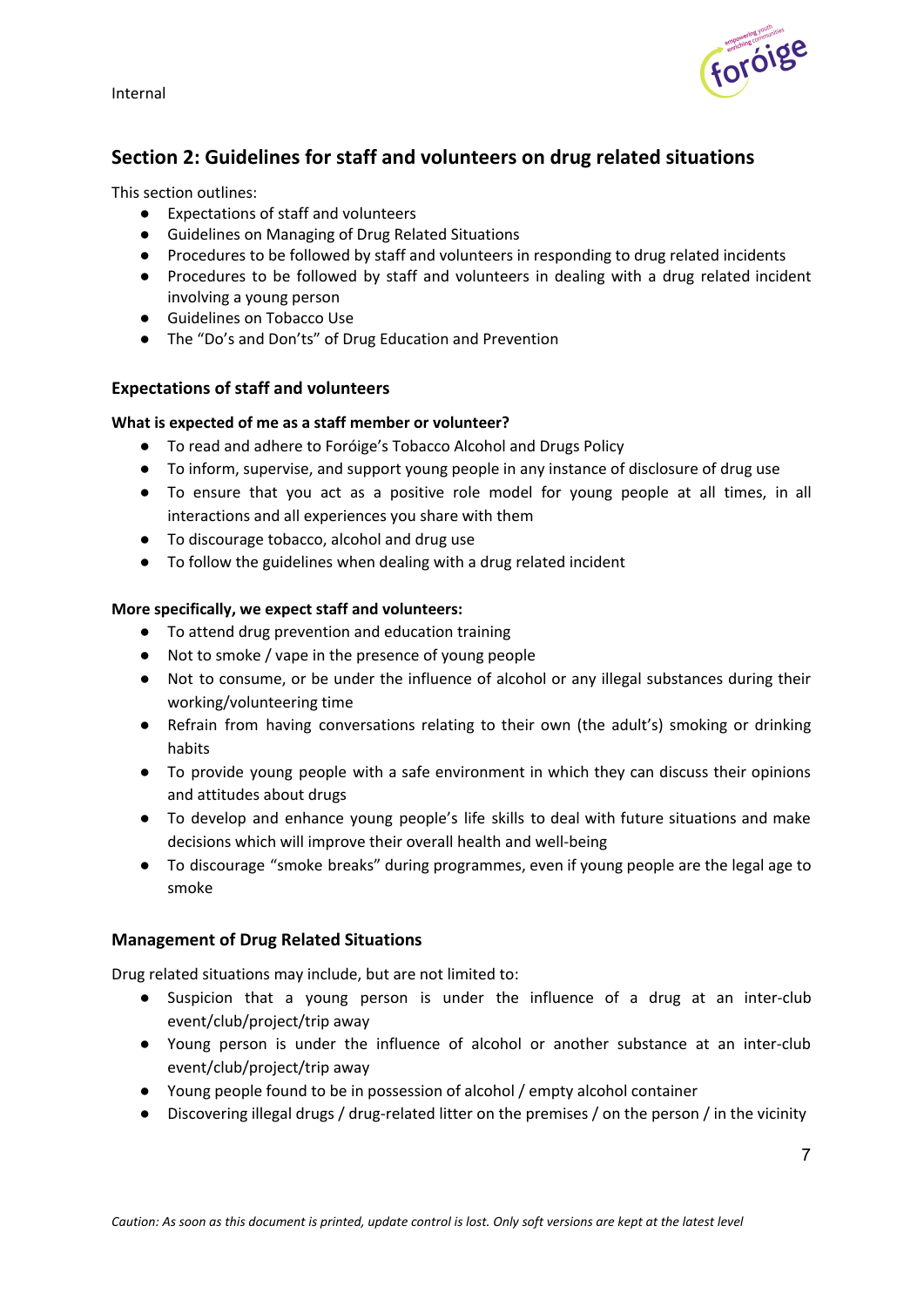## Section 2: Guidelines for staff and volunteers on drug related situations

This section outlines:

- Expectations of staff and volunteers
- Guidelines on Managing of Drug Related Situations
- Procedures to be followed by staff and volunteers in responding to drug related incidents
- Procedures to be followed by staff and volunteers in dealing with a drug related incident involving a young person
- Guidelines on Tobacco Use
- The "Do's and Don'ts" of Drug Education and Prevention

### Expectations of staff and volunteers

**What is expected of me as a staff member or volunteer?**

- To read and adhere to Foróige's Tobacco Alcohol and Drugs Policy
- To inform, supervise, and support young people in any instance of disclosure of drug use
- To ensure that you act as a positive role model for young people at all times, in all interactions and all experiences you share with them
- To discourage tobacco, alcohol and drug use
- To follow the guidelines when dealing with a drug related incident

**More specifically, we expect staff and volunteers:**

- To attend drug prevention and education training
- Not to smoke / vape in the presence of young people
- Not to consume, or be under the influence of alcohol or any illegal substances during their working/volunteering time
- Refrain from having conversations relating to their own (the adult's) smoking or drinking habits
- To provide young people with a safe environment in which they can discuss their opinions and attitudes about drugs
- To develop and enhance young people's life skills to deal with future situations and make decisions which will improve their overall health and well-being
- To discourage "smoke breaks" during programmes, even if young people are the legal age to smoke

### Management of Drug Related Situations

Drug related situations may include, but are not limited to:

- Suspicion that a young person is under the influence of a drug at an inter-club event/club/project/trip away
- Young person is under the influence of alcohol or another substance at an inter-club event/club/project/trip away
- Young people found to be in possession of alcohol / empty alcohol container
- Discovering illegal drugs / drug-related litter on the premises / on the person / in the vicinity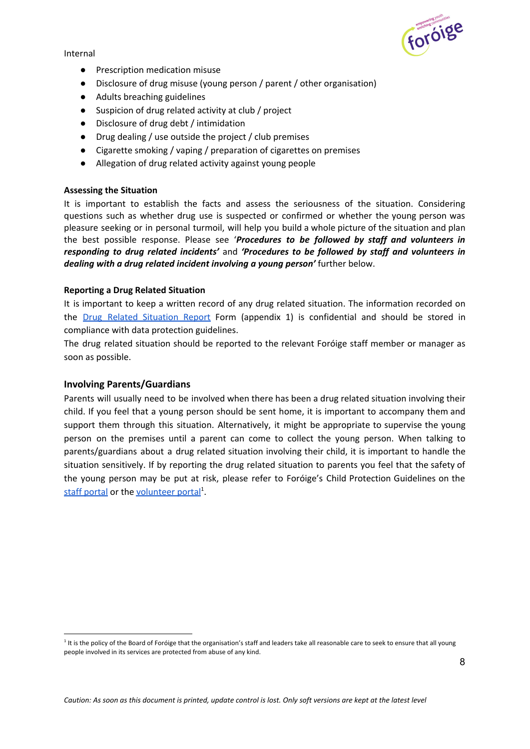- Prescription medication misuse
- Disclosure of drug misuse (young person / parent / other organisation)
- Adults breaching guidelines
- Suspicion of drug related activity at club / project
- Disclosure of drug debt / intimidation
- Drug dealing / use outside the project / club premises
- Cigarette smoking / vaping / preparation of cigarettes on premises
- Allegation of drug related activity against young people

**Assessing the Situation**

It is important to establish the facts and assess the seriousness of the situation. Considering questions such as whether drug use is suspected or confirmed or whether the young person was pleasure seeking or in personal turmoil, will help you build a whole picture of the situation and plan the best possible response. Please see '***Procedures to be followed by staff and volunteers in responding to drug related incidents'*** and ***'Procedures to be followed by staff and volunteers in dealing with a drug related incident involving a young person'*** further below.

**Reporting a Drug Related Situation**

It is important to keep a written record of any drug related situation. The information recorded on the Drug Related Situation Report Form (appendix 1) is confidential and should be stored in compliance with data protection guidelines.

The drug related situation should be reported to the relevant Foróige staff member or manager as soon as possible.

## Involving Parents/Guardians

Parents will usually need to be involved when there has been a drug related situation involving their child. If you feel that a young person should be sent home, it is important to accompany them and support them through this situation. Alternatively, it might be appropriate to supervise the young person on the premises until a parent can come to collect the young person. When talking to parents/guardians about a drug related situation involving their child, it is important to handle the situation sensitively. If by reporting the drug related situation to parents you feel that the safety of the young person may be put at risk, please refer to Foróige's Child Protection Guidelines on the staff portal or the volunteer portal[1].

[1] It is the policy of the Board of Foróige that the organisation's staff and leaders take all reasonable care to seek to ensure that all young people involved in its services are protected from abuse of any kind.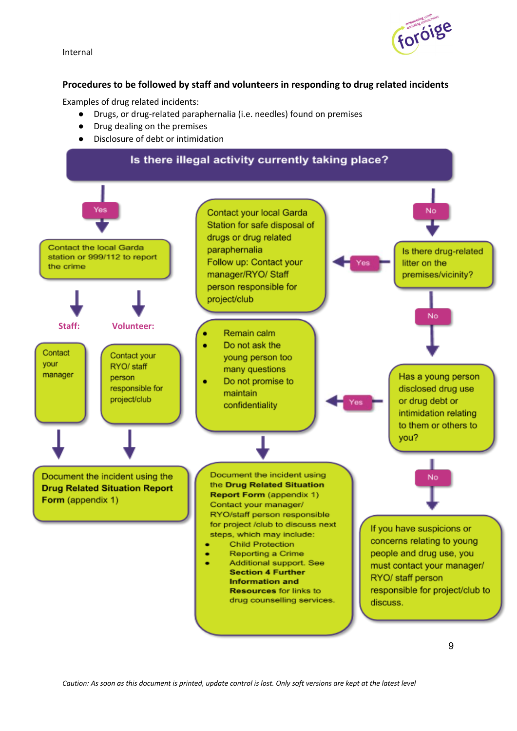Internal

**Procedures to be followed by staff and volunteers in responding to drug related incidents**

Examples of drug related incidents:

- Drugs, or drug-related paraphernalia (i.e. needles) found on premises
- Drug dealing on the premises
- Disclosure of debt or intimidation

**Is there illegal activity currently taking place?**

**Yes** → Contact the local Garda station or 999/112 to report the crime

- **Staff:** Contact your manager
- **Volunteer:** Contact your RYO/ staff person responsible for project/club

→ Document the incident using the **Drug Related Situation Report Form** (appendix 1)

**No** → Is there drug-related litter on the premises/vicinity?

**Yes** → Contact your local Garda Station for safe disposal of drugs or drug related paraphernalia
Follow up: Contact your manager/RYO/ Staff person responsible for project/club

**No** → Has a young person disclosed drug use or drug debt or intimidation relating to them or others to you?

**Yes** →

- Remain calm
- Do not ask the young person too many questions
- Do not promise to maintain confidentiality

→ Document the incident using the **Drug Related Situation Report Form** (appendix 1)
Contact your manager/ RYO/staff person responsible for project /club to discuss next steps, which may include:

- Child Protection
- Reporting a Crime
- Additional support. See **Section 4 Further Information and Resources** for links to drug counselling services.

**No** → If you have suspicions or concerns relating to young people and drug use, you must contact your manager/ RYO/ staff person responsible for project/club to discuss.

*Caution: As soon as this document is printed, update control is lost. Only soft versions are kept at the latest level*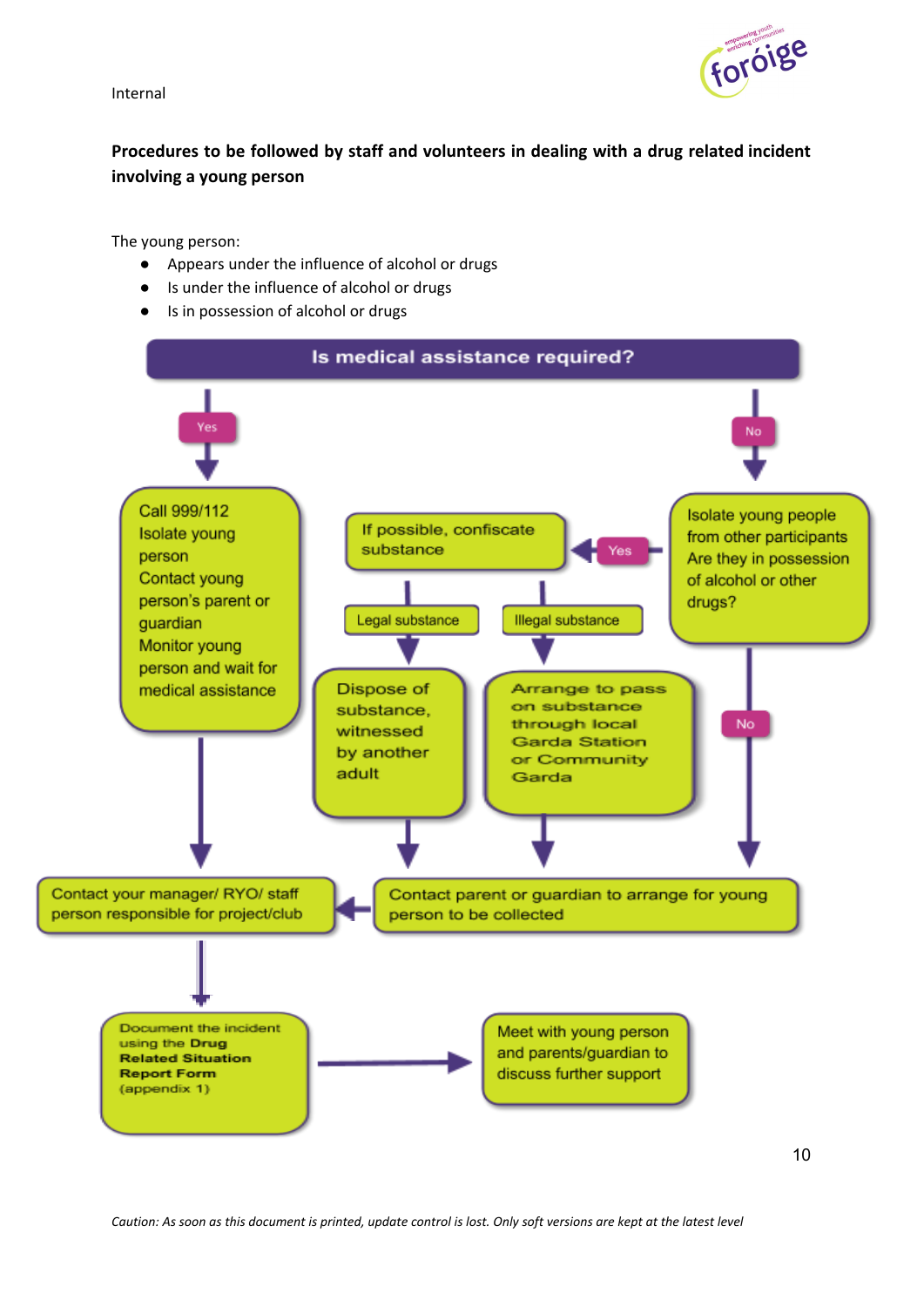**Procedures to be followed by staff and volunteers in dealing with a drug related incident involving a young person**

The young person:

- Appears under the influence of alcohol or drugs
- Is under the influence of alcohol or drugs
- Is in possession of alcohol or drugs

**Is medical assistance required?**

Yes → Call 999/112
Isolate young person
Contact young person's parent or guardian
Monitor young person and wait for medical assistance
→ Contact your manager/ RYO/ staff person responsible for project/club

No → Isolate young people from other participants
Are they in possession of alcohol or other drugs?

- Yes → If possible, confiscate substance
  - Legal substance → Dispose of substance, witnessed by another adult → Contact parent or guardian to arrange for young person to be collected
  - Illegal substance → Arrange to pass on substance through local Garda Station or Community Garda → Contact parent or guardian to arrange for young person to be collected
- No → Contact parent or guardian to arrange for young person to be collected

Contact parent or guardian to arrange for young person to be collected → Contact your manager/ RYO/ staff person responsible for project/club

Contact your manager/ RYO/ staff person responsible for project/club → Document the incident using the **Drug Related Situation Report Form** (appendix 1) → Meet with young person and parents/guardian to discuss further support

*Caution: As soon as this document is printed, update control is lost. Only soft versions are kept at the latest level*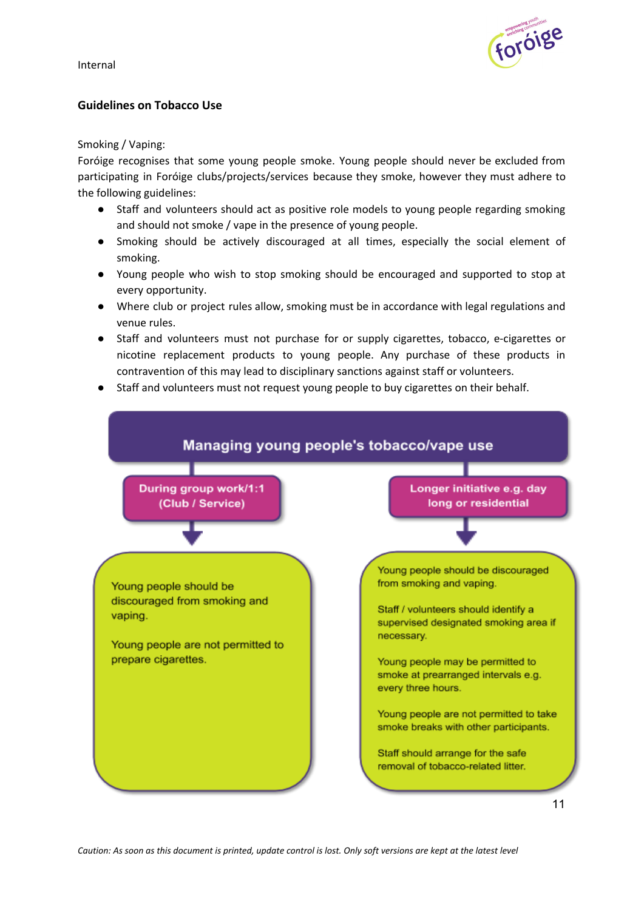## Guidelines on Tobacco Use

Smoking / Vaping:

Foróige recognises that some young people smoke. Young people should never be excluded from participating in Foróige clubs/projects/services because they smoke, however they must adhere to the following guidelines:

- Staff and volunteers should act as positive role models to young people regarding smoking and should not smoke / vape in the presence of young people.
- Smoking should be actively discouraged at all times, especially the social element of smoking.
- Young people who wish to stop smoking should be encouraged and supported to stop at every opportunity.
- Where club or project rules allow, smoking must be in accordance with legal regulations and venue rules.
- Staff and volunteers must not purchase for or supply cigarettes, tobacco, e-cigarettes or nicotine replacement products to young people. Any purchase of these products in contravention of this may lead to disciplinary sanctions against staff or volunteers.
- Staff and volunteers must not request young people to buy cigarettes on their behalf.

**Managing young people's tobacco/vape use**

**During group work/1:1 (Club / Service)**

Young people should be discouraged from smoking and vaping.

Young people are not permitted to prepare cigarettes.

**Longer initiative e.g. day long or residential**

Young people should be discouraged from smoking and vaping.

Staff / volunteers should identify a supervised designated smoking area if necessary.

Young people may be permitted to smoke at prearranged intervals e.g. every three hours.

Young people are not permitted to take smoke breaks with other participants.

Staff should arrange for the safe removal of tobacco-related litter.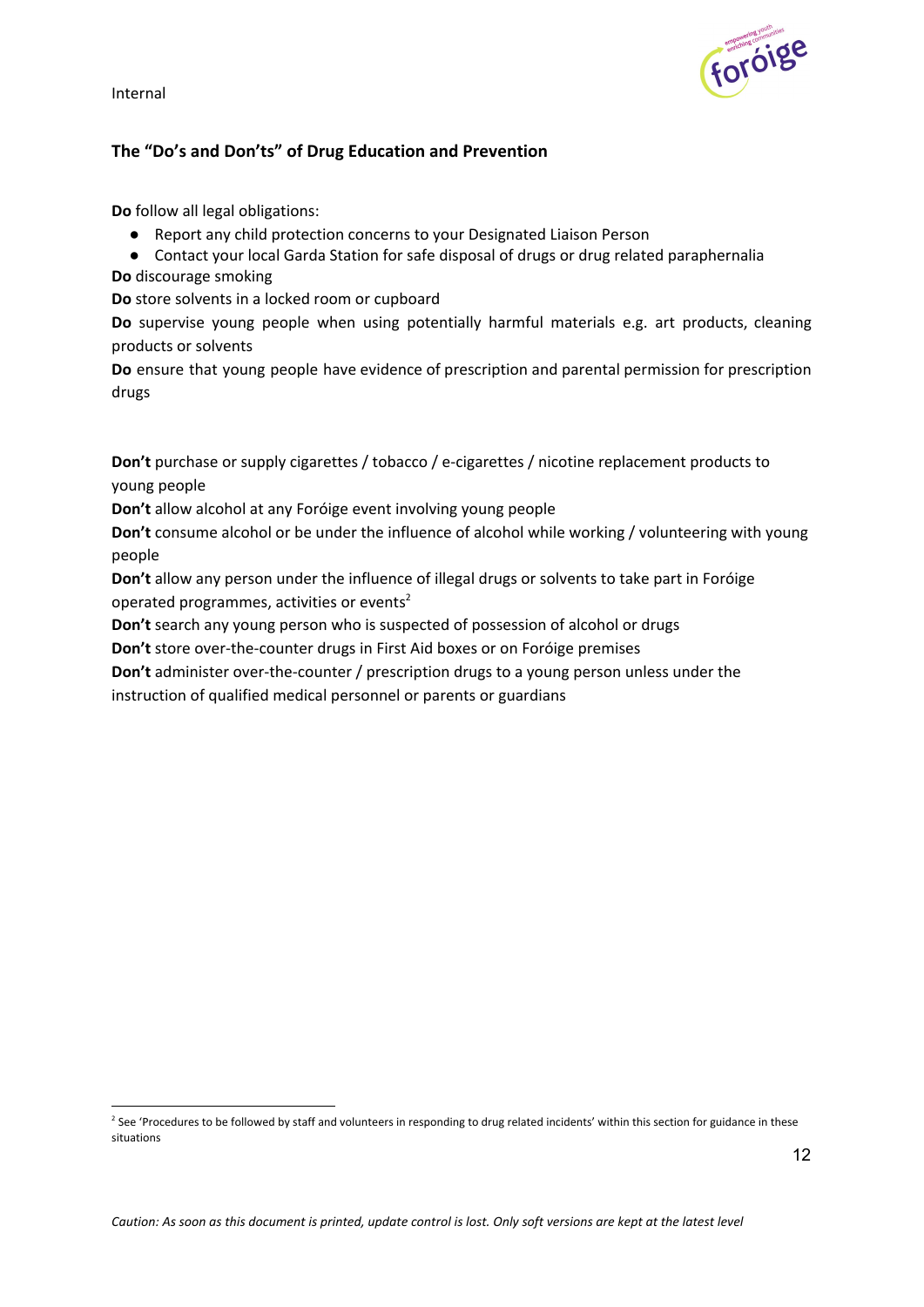## The "Do's and Don'ts" of Drug Education and Prevention

**Do** follow all legal obligations:

- Report any child protection concerns to your Designated Liaison Person
- Contact your local Garda Station for safe disposal of drugs or drug related paraphernalia

**Do** discourage smoking

**Do** store solvents in a locked room or cupboard

**Do** supervise young people when using potentially harmful materials e.g. art products, cleaning products or solvents

**Do** ensure that young people have evidence of prescription and parental permission for prescription drugs

**Don't** purchase or supply cigarettes / tobacco / e-cigarettes / nicotine replacement products to young people

**Don't** allow alcohol at any Foróige event involving young people

**Don't** consume alcohol or be under the influence of alcohol while working / volunteering with young people

**Don't** allow any person under the influence of illegal drugs or solvents to take part in Foróige operated programmes, activities or events[2]

**Don't** search any young person who is suspected of possession of alcohol or drugs

**Don't** store over-the-counter drugs in First Aid boxes or on Foróige premises

**Don't** administer over-the-counter / prescription drugs to a young person unless under the instruction of qualified medical personnel or parents or guardians

[2] See 'Procedures to be followed by staff and volunteers in responding to drug related incidents' within this section for guidance in these situations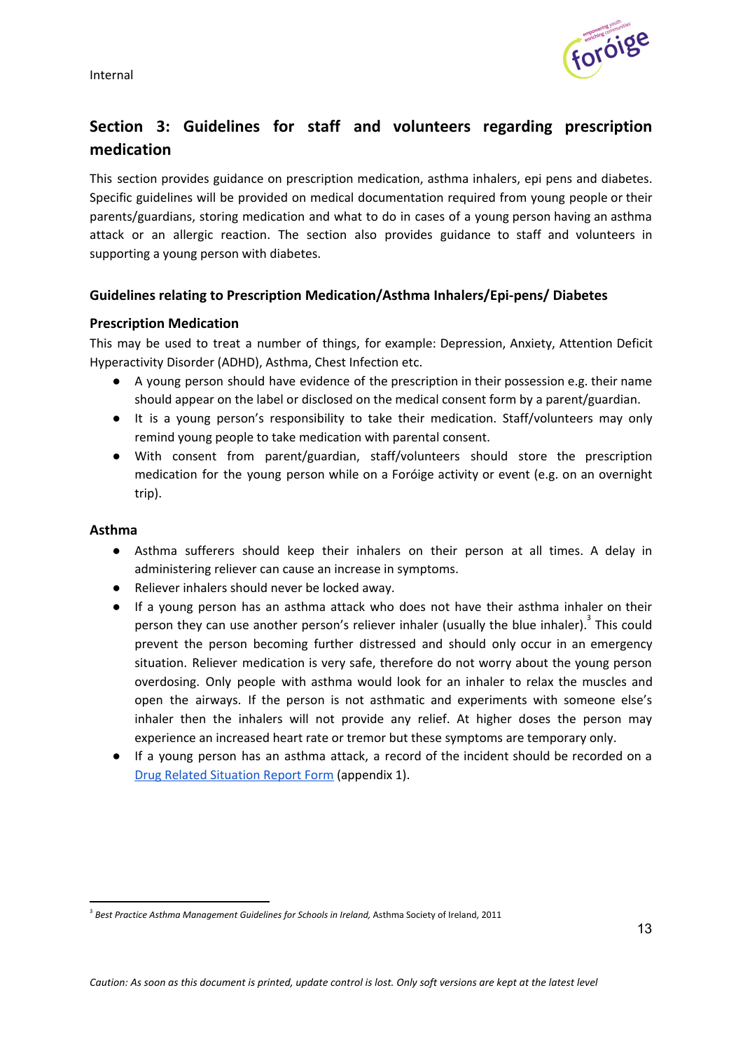## Section 3: Guidelines for staff and volunteers regarding prescription medication

This section provides guidance on prescription medication, asthma inhalers, epi pens and diabetes. Specific guidelines will be provided on medical documentation required from young people or their parents/guardians, storing medication and what to do in cases of a young person having an asthma attack or an allergic reaction. The section also provides guidance to staff and volunteers in supporting a young person with diabetes.

### Guidelines relating to Prescription Medication/Asthma Inhalers/Epi-pens/ Diabetes

#### Prescription Medication

This may be used to treat a number of things, for example: Depression, Anxiety, Attention Deficit Hyperactivity Disorder (ADHD), Asthma, Chest Infection etc.

- A young person should have evidence of the prescription in their possession e.g. their name should appear on the label or disclosed on the medical consent form by a parent/guardian.
- It is a young person's responsibility to take their medication. Staff/volunteers may only remind young people to take medication with parental consent.
- With consent from parent/guardian, staff/volunteers should store the prescription medication for the young person while on a Foróige activity or event (e.g. on an overnight trip).

#### Asthma

- Asthma sufferers should keep their inhalers on their person at all times. A delay in administering reliever can cause an increase in symptoms.
- Reliever inhalers should never be locked away.
- If a young person has an asthma attack who does not have their asthma inhaler on their person they can use another person's reliever inhaler (usually the blue inhaler).[3] This could prevent the person becoming further distressed and should only occur in an emergency situation. Reliever medication is very safe, therefore do not worry about the young person overdosing. Only people with asthma would look for an inhaler to relax the muscles and open the airways. If the person is not asthmatic and experiments with someone else's inhaler then the inhalers will not provide any relief. At higher doses the person may experience an increased heart rate or tremor but these symptoms are temporary only.
- If a young person has an asthma attack, a record of the incident should be recorded on a Drug Related Situation Report Form (appendix 1).

---

[3] *Best Practice Asthma Management Guidelines for Schools in Ireland,* Asthma Society of Ireland, 2011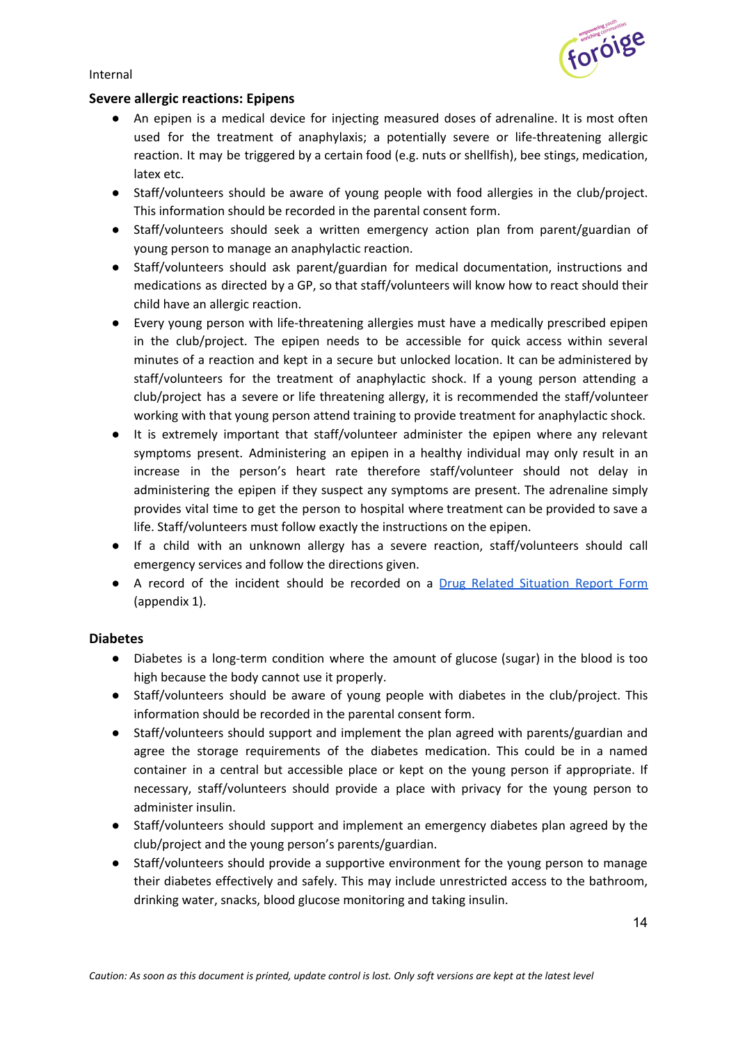Internal

**Severe allergic reactions: Epipens**

- An epipen is a medical device for injecting measured doses of adrenaline. It is most often used for the treatment of anaphylaxis; a potentially severe or life-threatening allergic reaction. It may be triggered by a certain food (e.g. nuts or shellfish), bee stings, medication, latex etc.
- Staff/volunteers should be aware of young people with food allergies in the club/project. This information should be recorded in the parental consent form.
- Staff/volunteers should seek a written emergency action plan from parent/guardian of young person to manage an anaphylactic reaction.
- Staff/volunteers should ask parent/guardian for medical documentation, instructions and medications as directed by a GP, so that staff/volunteers will know how to react should their child have an allergic reaction.
- Every young person with life-threatening allergies must have a medically prescribed epipen in the club/project. The epipen needs to be accessible for quick access within several minutes of a reaction and kept in a secure but unlocked location. It can be administered by staff/volunteers for the treatment of anaphylactic shock. If a young person attending a club/project has a severe or life threatening allergy, it is recommended the staff/volunteer working with that young person attend training to provide treatment for anaphylactic shock.
- It is extremely important that staff/volunteer administer the epipen where any relevant symptoms present. Administering an epipen in a healthy individual may only result in an increase in the person's heart rate therefore staff/volunteer should not delay in administering the epipen if they suspect any symptoms are present. The adrenaline simply provides vital time to get the person to hospital where treatment can be provided to save a life. Staff/volunteers must follow exactly the instructions on the epipen.
- If a child with an unknown allergy has a severe reaction, staff/volunteers should call emergency services and follow the directions given.
- A record of the incident should be recorded on a Drug Related Situation Report Form (appendix 1).

**Diabetes**

- Diabetes is a long-term condition where the amount of glucose (sugar) in the blood is too high because the body cannot use it properly.
- Staff/volunteers should be aware of young people with diabetes in the club/project. This information should be recorded in the parental consent form.
- Staff/volunteers should support and implement the plan agreed with parents/guardian and agree the storage requirements of the diabetes medication. This could be in a named container in a central but accessible place or kept on the young person if appropriate. If necessary, staff/volunteers should provide a place with privacy for the young person to administer insulin.
- Staff/volunteers should support and implement an emergency diabetes plan agreed by the club/project and the young person's parents/guardian.
- Staff/volunteers should provide a supportive environment for the young person to manage their diabetes effectively and safely. This may include unrestricted access to the bathroom, drinking water, snacks, blood glucose monitoring and taking insulin.

*Caution: As soon as this document is printed, update control is lost. Only soft versions are kept at the latest level*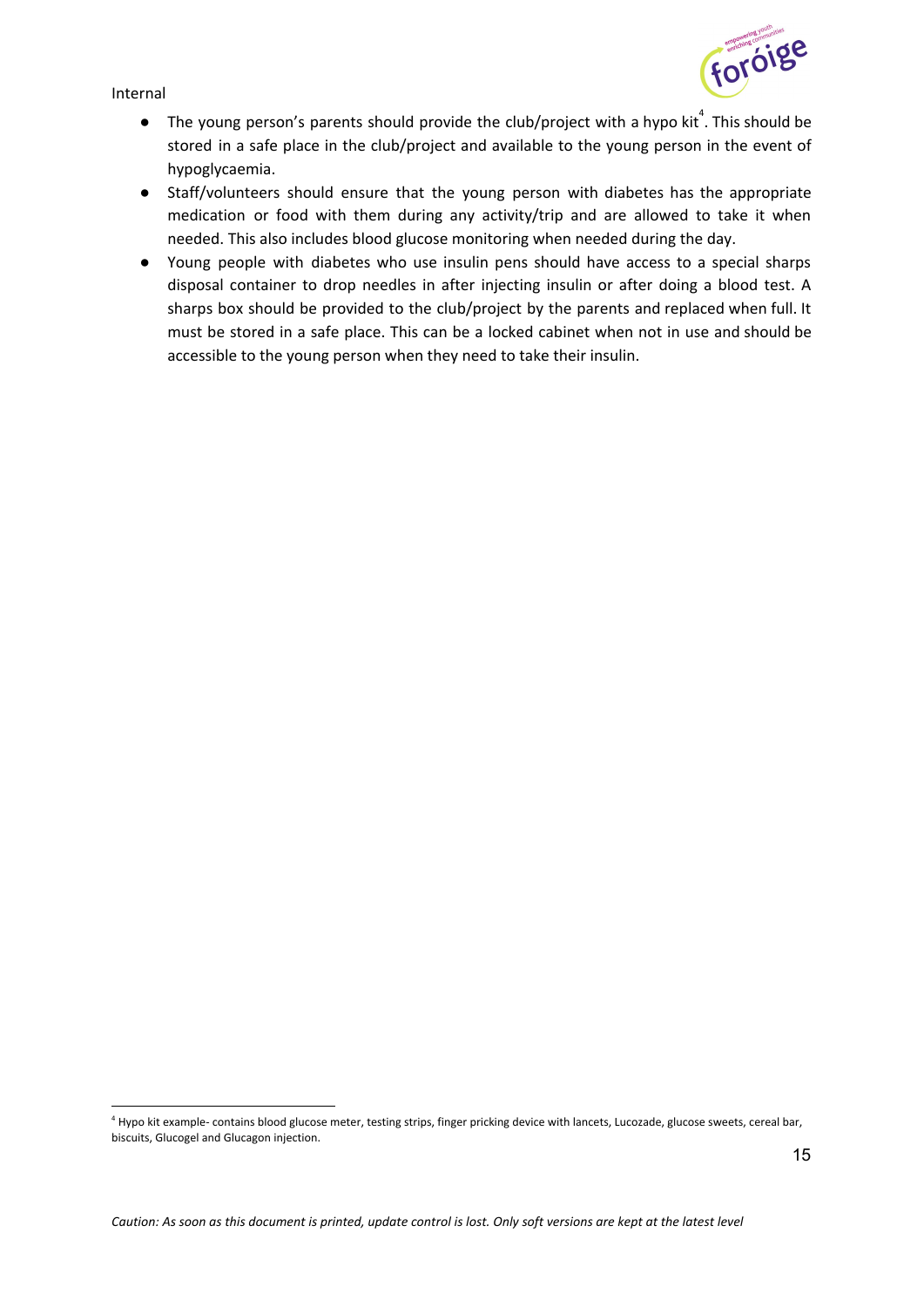- The young person's parents should provide the club/project with a hypo kit[4]. This should be stored in a safe place in the club/project and available to the young person in the event of hypoglycaemia.
- Staff/volunteers should ensure that the young person with diabetes has the appropriate medication or food with them during any activity/trip and are allowed to take it when needed. This also includes blood glucose monitoring when needed during the day.
- Young people with diabetes who use insulin pens should have access to a special sharps disposal container to drop needles in after injecting insulin or after doing a blood test. A sharps box should be provided to the club/project by the parents and replaced when full. It must be stored in a safe place. This can be a locked cabinet when not in use and should be accessible to the young person when they need to take their insulin.

---

[4] Hypo kit example- contains blood glucose meter, testing strips, finger pricking device with lancets, Lucozade, glucose sweets, cereal bar, biscuits, Glucogel and Glucagon injection.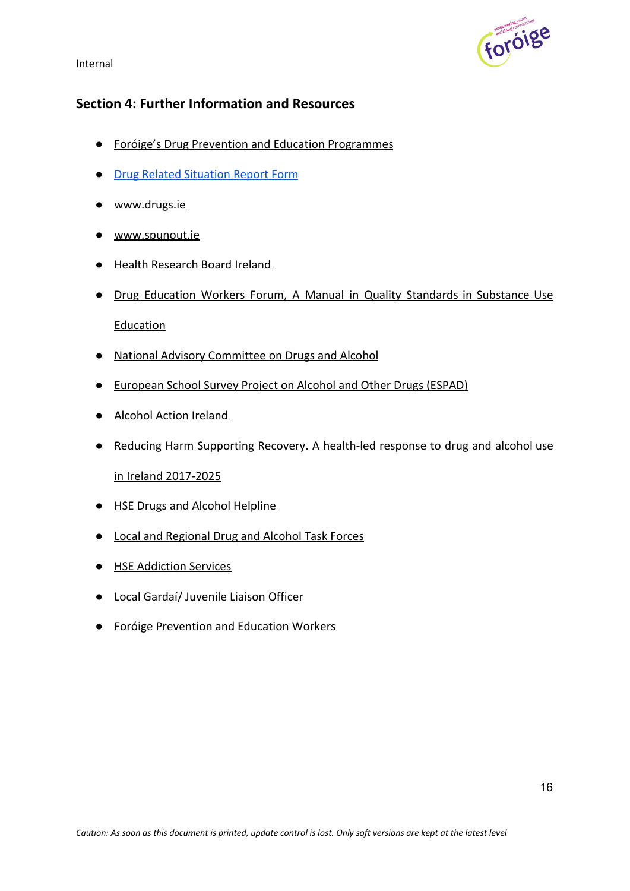## Section 4: Further Information and Resources

- Foróige's Drug Prevention and Education Programmes
- Drug Related Situation Report Form
- www.drugs.ie
- www.spunout.ie
- Health Research Board Ireland
- Drug Education Workers Forum, A Manual in Quality Standards in Substance Use Education
- National Advisory Committee on Drugs and Alcohol
- European School Survey Project on Alcohol and Other Drugs (ESPAD)
- Alcohol Action Ireland
- Reducing Harm Supporting Recovery. A health-led response to drug and alcohol use in Ireland 2017-2025
- HSE Drugs and Alcohol Helpline
- Local and Regional Drug and Alcohol Task Forces
- HSE Addiction Services
- Local Gardaí/ Juvenile Liaison Officer
- Foróige Prevention and Education Workers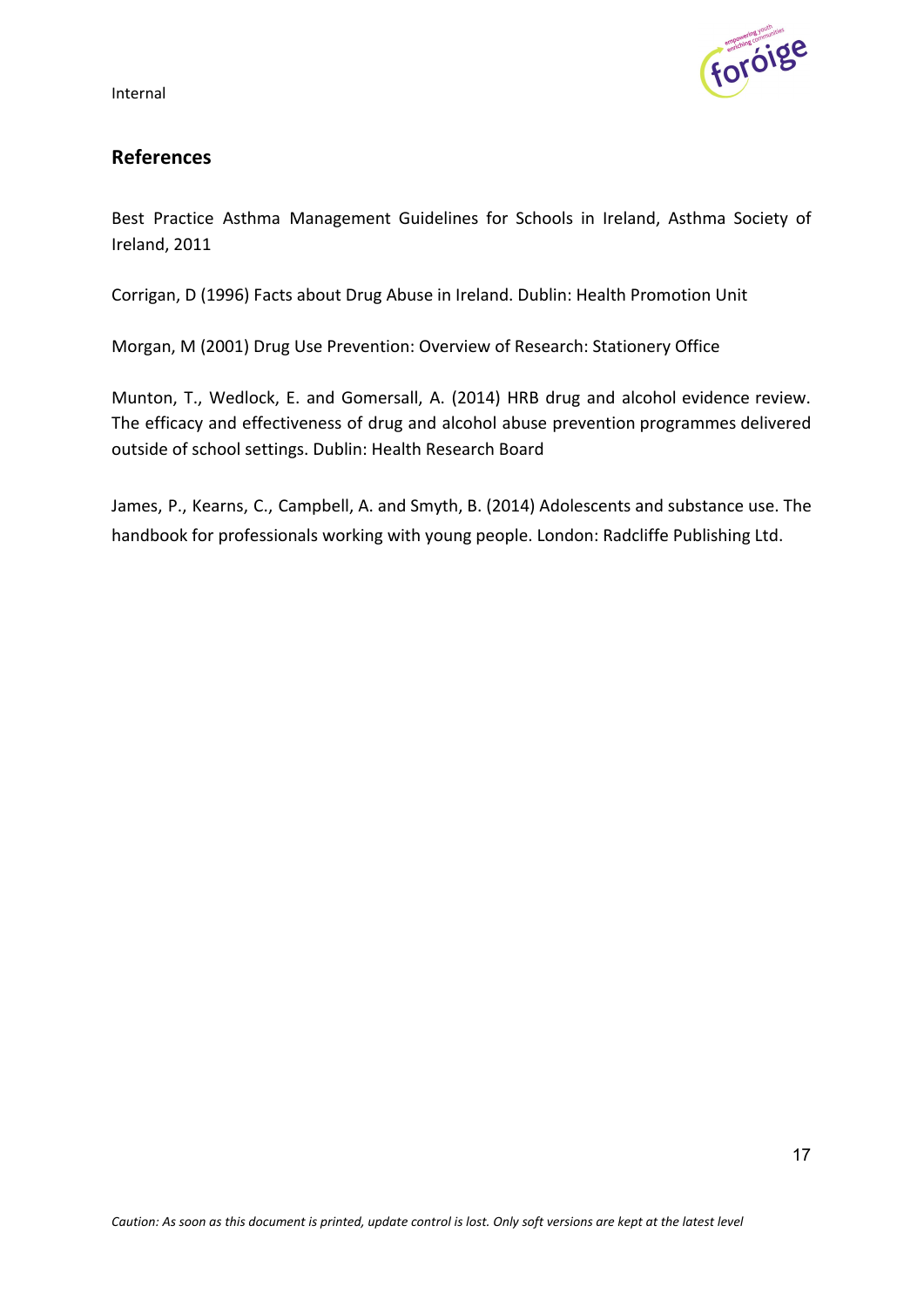## References

Best Practice Asthma Management Guidelines for Schools in Ireland, Asthma Society of Ireland, 2011

Corrigan, D (1996) Facts about Drug Abuse in Ireland. Dublin: Health Promotion Unit

Morgan, M (2001) Drug Use Prevention: Overview of Research: Stationery Office

Munton, T., Wedlock, E. and Gomersall, A. (2014) HRB drug and alcohol evidence review. The efficacy and effectiveness of drug and alcohol abuse prevention programmes delivered outside of school settings. Dublin: Health Research Board

James, P., Kearns, C., Campbell, A. and Smyth, B. (2014) Adolescents and substance use. The handbook for professionals working with young people. London: Radcliffe Publishing Ltd.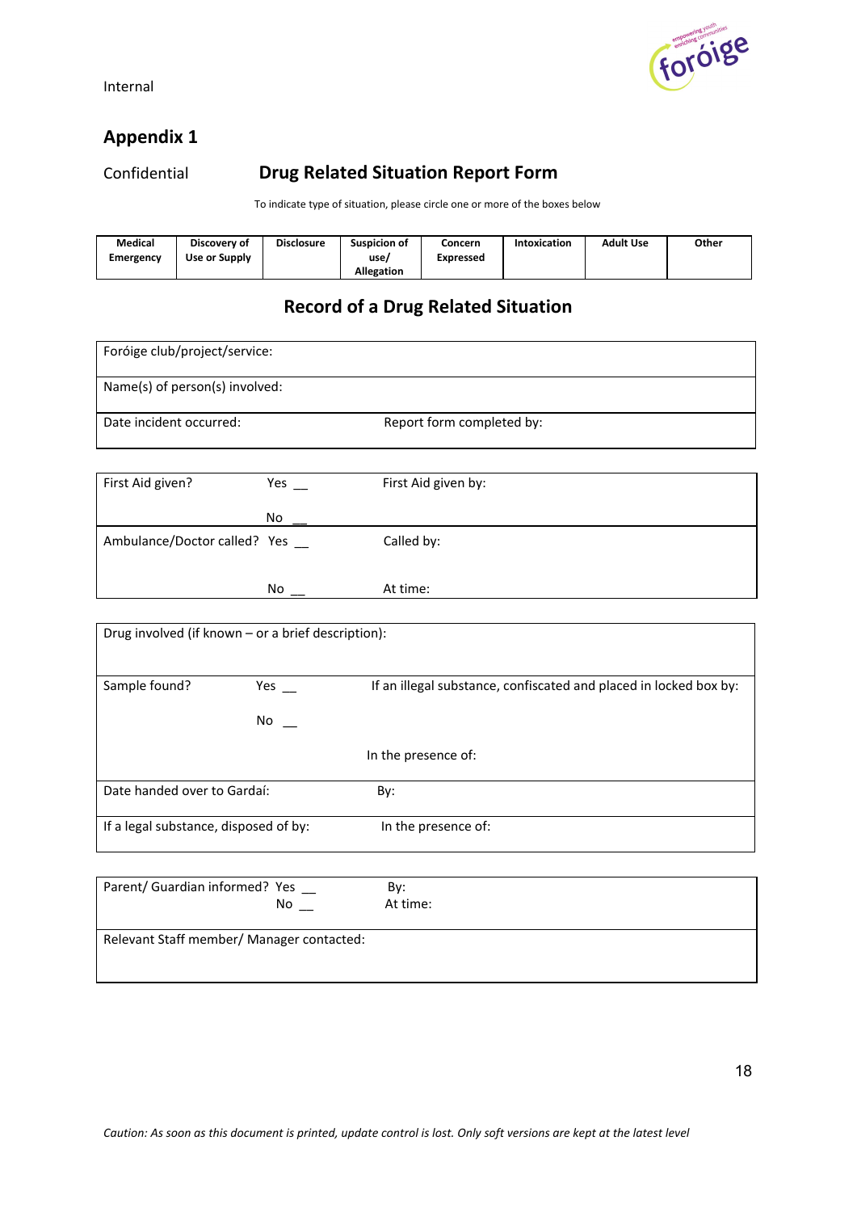Internal

## Appendix 1

Confidential

## Drug Related Situation Report Form

To indicate type of situation, please circle one or more of the boxes below

| Medical Emergency | Discovery of Use or Supply | Disclosure | Suspicion of use/ Allegation | Concern Expressed | Intoxication | Adult Use | Other |
|---|---|---|---|---|---|---|---|
| | | | | | | | |

## Record of a Drug Related Situation

| | |
|---|---|
| Foróige club/project/service: | |
| Name(s) of person(s) involved: | |
| Date incident occurred: | Report form completed by: |

| | | |
|---|---|---|
| First Aid given? | Yes __ <br> No __ | First Aid given by: |
| Ambulance/Doctor called? | Yes __ <br> No __ | Called by: <br> At time: |

| | | |
|---|---|---|
| Drug involved (if known – or a brief description): | | |
| Sample found? | Yes __ <br> No __ | If an illegal substance, confiscated and placed in locked box by: <br> In the presence of: |
| Date handed over to Gardaí: | | By: |
| If a legal substance, disposed of by: | | In the presence of: |

| | | |
|---|---|---|
| Parent/ Guardian informed? | Yes __ <br> No __ | By: <br> At time: |
| Relevant Staff member/ Manager contacted: | | |

*Caution: As soon as this document is printed, update control is lost. Only soft versions are kept at the latest level*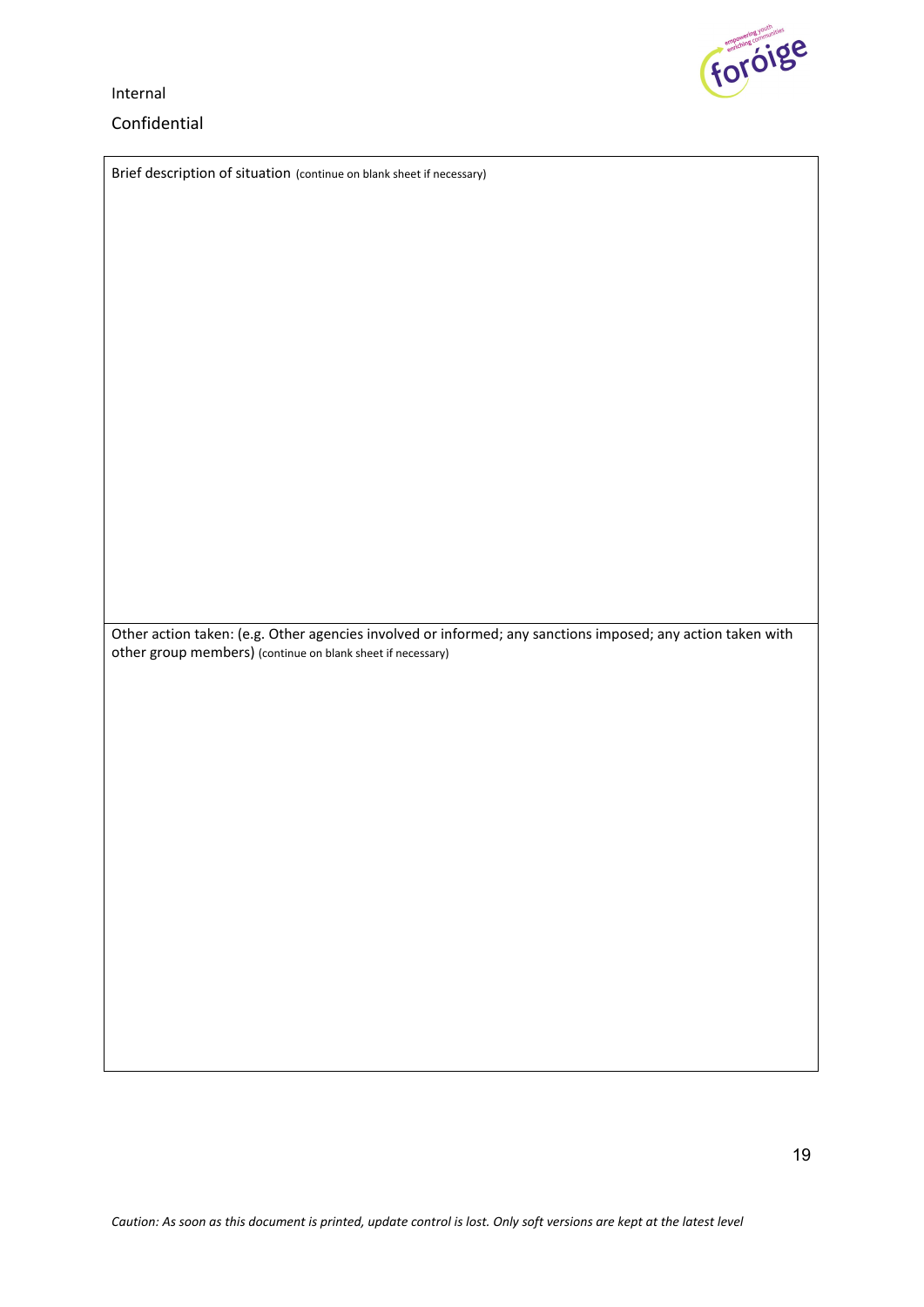Internal

Confidential

| |
|---|
| Brief description of situation (continue on blank sheet if necessary) |
| Other action taken: (e.g. Other agencies involved or informed; any sanctions imposed; any action taken with other group members) (continue on blank sheet if necessary) |

*Caution: As soon as this document is printed, update control is lost. Only soft versions are kept at the latest level*